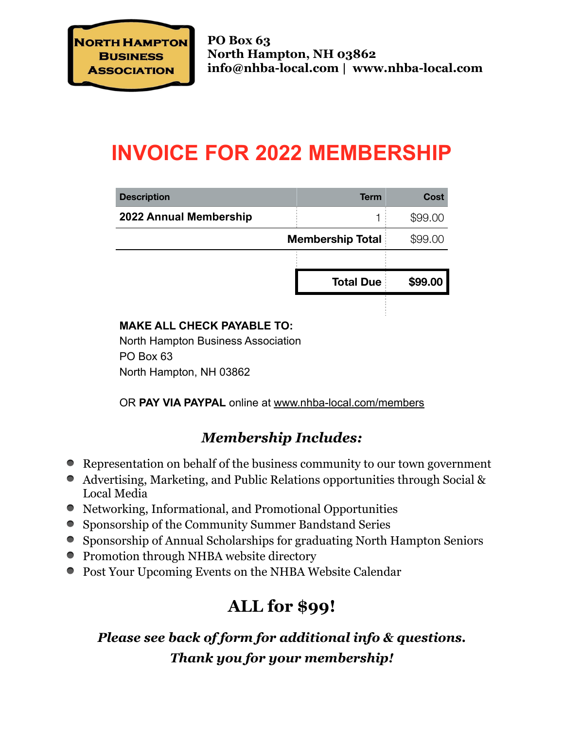**NORTH HAMPTON BUSINESS ASSOCIATION**

**PO Box 63**
**North Hampton, NH 03862**
**info@nhba-local.com | www.nhba-local.com**

# INVOICE FOR 2022 MEMBERSHIP

| Description | Term | Cost |
|---|---|---|
| **2022 Annual Membership** | 1 | $99.00 |
| | **Membership Total** | $99.00 |
| | **Total Due** | **$99.00** |

**MAKE ALL CHECK PAYABLE TO:**
North Hampton Business Association
PO Box 63
North Hampton, NH 03862

OR **PAY VIA PAYPAL** online at www.nhba-local.com/members

## *Membership Includes:*

- Representation on behalf of the business community to our town government
- Advertising, Marketing, and Public Relations opportunities through Social & Local Media
- Networking, Informational, and Promotional Opportunities
- Sponsorship of the Community Summer Bandstand Series
- Sponsorship of Annual Scholarships for graduating North Hampton Seniors
- Promotion through NHBA website directory
- Post Your Upcoming Events on the NHBA Website Calendar

## ALL for $99!

***Please see back of form for additional info & questions.***
***Thank you for your membership!***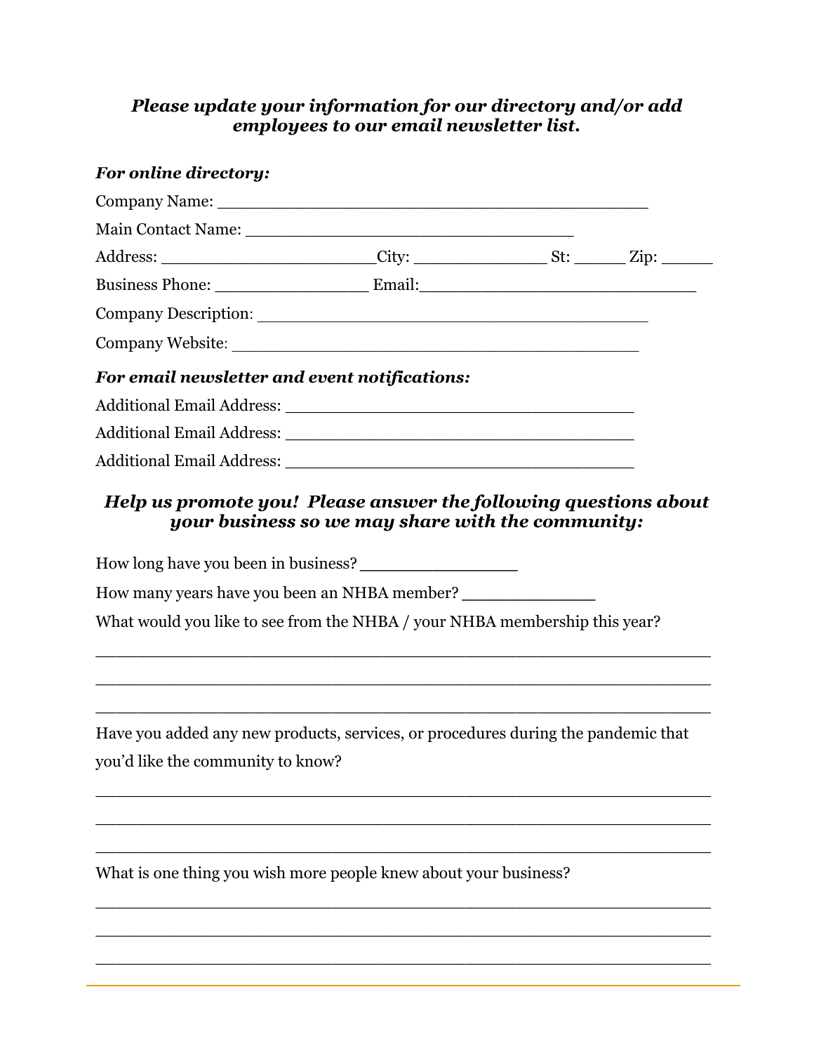***Please update your information for our directory and/or add employees to our email newsletter list.***

***For online directory:***

Company Name: ______________________________________________

Main Contact Name: ___________________________________

Address: _______________________City: ______________ St: _____ Zip: _____

Business Phone: ________________ Email:_____________________________

Company Description: __________________________________________

Company Website: ____________________________________________

***For email newsletter and event notifications:***

Additional Email Address: _____________________________________

Additional Email Address: _____________________________________

Additional Email Address: _____________________________________

***Help us promote you! Please answer the following questions about your business so we may share with the community:***

How long have you been in business? ________________

How many years have you been an NHBA member? ______________

What would you like to see from the NHBA / your NHBA membership this year?

________________________________________________________________

________________________________________________________________

________________________________________________________________

Have you added any new products, services, or procedures during the pandemic that you'd like the community to know?

________________________________________________________________

________________________________________________________________

________________________________________________________________

What is one thing you wish more people knew about your business?

________________________________________________________________

________________________________________________________________

________________________________________________________________